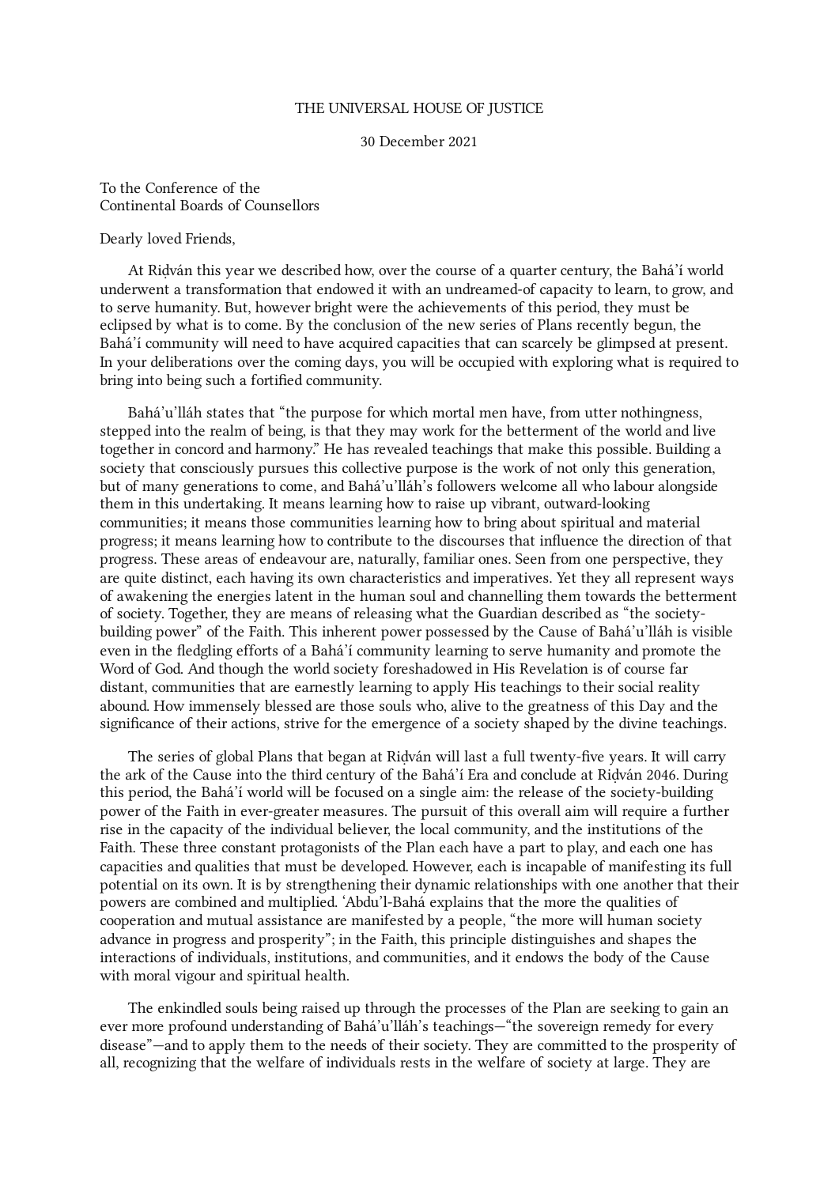THE UNIVERSAL HOUSE OF JUSTICE

30 December 2021

To the Conference of the
Continental Boards of Counsellors

Dearly loved Friends,

At Riḍván this year we described how, over the course of a quarter century, the Bahá'í world underwent a transformation that endowed it with an undreamed-of capacity to learn, to grow, and to serve humanity. But, however bright were the achievements of this period, they must be eclipsed by what is to come. By the conclusion of the new series of Plans recently begun, the Bahá'í community will need to have acquired capacities that can scarcely be glimpsed at present. In your deliberations over the coming days, you will be occupied with exploring what is required to bring into being such a fortified community.

Bahá'u'lláh states that "the purpose for which mortal men have, from utter nothingness, stepped into the realm of being, is that they may work for the betterment of the world and live together in concord and harmony." He has revealed teachings that make this possible. Building a society that consciously pursues this collective purpose is the work of not only this generation, but of many generations to come, and Bahá'u'lláh's followers welcome all who labour alongside them in this undertaking. It means learning how to raise up vibrant, outward-looking communities; it means those communities learning how to bring about spiritual and material progress; it means learning how to contribute to the discourses that influence the direction of that progress. These areas of endeavour are, naturally, familiar ones. Seen from one perspective, they are quite distinct, each having its own characteristics and imperatives. Yet they all represent ways of awakening the energies latent in the human soul and channelling them towards the betterment of society. Together, they are means of releasing what the Guardian described as "the society-building power" of the Faith. This inherent power possessed by the Cause of Bahá'u'lláh is visible even in the fledgling efforts of a Bahá'í community learning to serve humanity and promote the Word of God. And though the world society foreshadowed in His Revelation is of course far distant, communities that are earnestly learning to apply His teachings to their social reality abound. How immensely blessed are those souls who, alive to the greatness of this Day and the significance of their actions, strive for the emergence of a society shaped by the divine teachings.

The series of global Plans that began at Riḍván will last a full twenty-five years. It will carry the ark of the Cause into the third century of the Bahá'í Era and conclude at Riḍván 2046. During this period, the Bahá'í world will be focused on a single aim: the release of the society-building power of the Faith in ever-greater measures. The pursuit of this overall aim will require a further rise in the capacity of the individual believer, the local community, and the institutions of the Faith. These three constant protagonists of the Plan each have a part to play, and each one has capacities and qualities that must be developed. However, each is incapable of manifesting its full potential on its own. It is by strengthening their dynamic relationships with one another that their powers are combined and multiplied. 'Abdu'l-Bahá explains that the more the qualities of cooperation and mutual assistance are manifested by a people, "the more will human society advance in progress and prosperity"; in the Faith, this principle distinguishes and shapes the interactions of individuals, institutions, and communities, and it endows the body of the Cause with moral vigour and spiritual health.

The enkindled souls being raised up through the processes of the Plan are seeking to gain an ever more profound understanding of Bahá'u'lláh's teachings—"the sovereign remedy for every disease"—and to apply them to the needs of their society. They are committed to the prosperity of all, recognizing that the welfare of individuals rests in the welfare of society at large. They are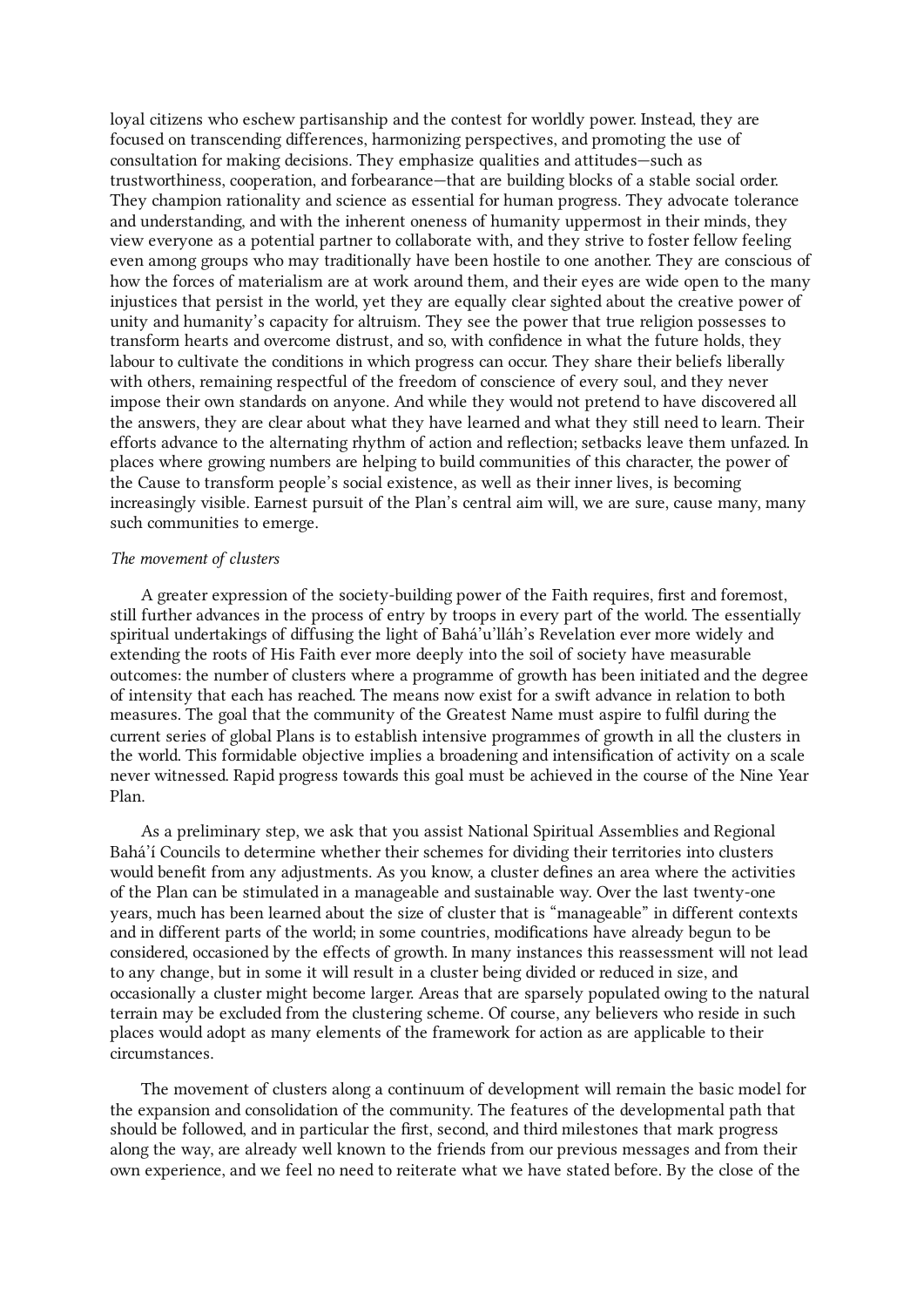loyal citizens who eschew partisanship and the contest for worldly power. Instead, they are focused on transcending differences, harmonizing perspectives, and promoting the use of consultation for making decisions. They emphasize qualities and attitudes—such as trustworthiness, cooperation, and forbearance—that are building blocks of a stable social order. They champion rationality and science as essential for human progress. They advocate tolerance and understanding, and with the inherent oneness of humanity uppermost in their minds, they view everyone as a potential partner to collaborate with, and they strive to foster fellow feeling even among groups who may traditionally have been hostile to one another. They are conscious of how the forces of materialism are at work around them, and their eyes are wide open to the many injustices that persist in the world, yet they are equally clear sighted about the creative power of unity and humanity's capacity for altruism. They see the power that true religion possesses to transform hearts and overcome distrust, and so, with confidence in what the future holds, they labour to cultivate the conditions in which progress can occur. They share their beliefs liberally with others, remaining respectful of the freedom of conscience of every soul, and they never impose their own standards on anyone. And while they would not pretend to have discovered all the answers, they are clear about what they have learned and what they still need to learn. Their efforts advance to the alternating rhythm of action and reflection; setbacks leave them unfazed. In places where growing numbers are helping to build communities of this character, the power of the Cause to transform people's social existence, as well as their inner lives, is becoming increasingly visible. Earnest pursuit of the Plan's central aim will, we are sure, cause many, many such communities to emerge.

*The movement of clusters*

A greater expression of the society-building power of the Faith requires, first and foremost, still further advances in the process of entry by troops in every part of the world. The essentially spiritual undertakings of diffusing the light of Bahá'u'lláh's Revelation ever more widely and extending the roots of His Faith ever more deeply into the soil of society have measurable outcomes: the number of clusters where a programme of growth has been initiated and the degree of intensity that each has reached. The means now exist for a swift advance in relation to both measures. The goal that the community of the Greatest Name must aspire to fulfil during the current series of global Plans is to establish intensive programmes of growth in all the clusters in the world. This formidable objective implies a broadening and intensification of activity on a scale never witnessed. Rapid progress towards this goal must be achieved in the course of the Nine Year Plan.

As a preliminary step, we ask that you assist National Spiritual Assemblies and Regional Bahá'í Councils to determine whether their schemes for dividing their territories into clusters would benefit from any adjustments. As you know, a cluster defines an area where the activities of the Plan can be stimulated in a manageable and sustainable way. Over the last twenty-one years, much has been learned about the size of cluster that is "manageable" in different contexts and in different parts of the world; in some countries, modifications have already begun to be considered, occasioned by the effects of growth. In many instances this reassessment will not lead to any change, but in some it will result in a cluster being divided or reduced in size, and occasionally a cluster might become larger. Areas that are sparsely populated owing to the natural terrain may be excluded from the clustering scheme. Of course, any believers who reside in such places would adopt as many elements of the framework for action as are applicable to their circumstances.

The movement of clusters along a continuum of development will remain the basic model for the expansion and consolidation of the community. The features of the developmental path that should be followed, and in particular the first, second, and third milestones that mark progress along the way, are already well known to the friends from our previous messages and from their own experience, and we feel no need to reiterate what we have stated before. By the close of the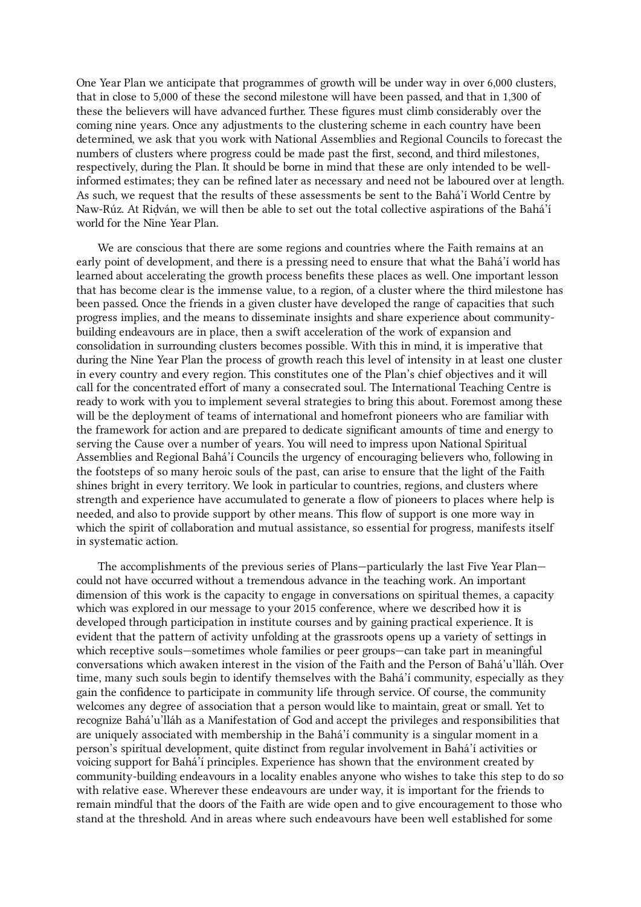One Year Plan we anticipate that programmes of growth will be under way in over 6,000 clusters, that in close to 5,000 of these the second milestone will have been passed, and that in 1,300 of these the believers will have advanced further. These figures must climb considerably over the coming nine years. Once any adjustments to the clustering scheme in each country have been determined, we ask that you work with National Assemblies and Regional Councils to forecast the numbers of clusters where progress could be made past the first, second, and third milestones, respectively, during the Plan. It should be borne in mind that these are only intended to be well-informed estimates; they can be refined later as necessary and need not be laboured over at length. As such, we request that the results of these assessments be sent to the Bahá'í World Centre by Naw-Rúz. At Riḍván, we will then be able to set out the total collective aspirations of the Bahá'í world for the Nine Year Plan.

We are conscious that there are some regions and countries where the Faith remains at an early point of development, and there is a pressing need to ensure that what the Bahá'í world has learned about accelerating the growth process benefits these places as well. One important lesson that has become clear is the immense value, to a region, of a cluster where the third milestone has been passed. Once the friends in a given cluster have developed the range of capacities that such progress implies, and the means to disseminate insights and share experience about community-building endeavours are in place, then a swift acceleration of the work of expansion and consolidation in surrounding clusters becomes possible. With this in mind, it is imperative that during the Nine Year Plan the process of growth reach this level of intensity in at least one cluster in every country and every region. This constitutes one of the Plan's chief objectives and it will call for the concentrated effort of many a consecrated soul. The International Teaching Centre is ready to work with you to implement several strategies to bring this about. Foremost among these will be the deployment of teams of international and homefront pioneers who are familiar with the framework for action and are prepared to dedicate significant amounts of time and energy to serving the Cause over a number of years. You will need to impress upon National Spiritual Assemblies and Regional Bahá'í Councils the urgency of encouraging believers who, following in the footsteps of so many heroic souls of the past, can arise to ensure that the light of the Faith shines bright in every territory. We look in particular to countries, regions, and clusters where strength and experience have accumulated to generate a flow of pioneers to places where help is needed, and also to provide support by other means. This flow of support is one more way in which the spirit of collaboration and mutual assistance, so essential for progress, manifests itself in systematic action.

The accomplishments of the previous series of Plans—particularly the last Five Year Plan—could not have occurred without a tremendous advance in the teaching work. An important dimension of this work is the capacity to engage in conversations on spiritual themes, a capacity which was explored in our message to your 2015 conference, where we described how it is developed through participation in institute courses and by gaining practical experience. It is evident that the pattern of activity unfolding at the grassroots opens up a variety of settings in which receptive souls—sometimes whole families or peer groups—can take part in meaningful conversations which awaken interest in the vision of the Faith and the Person of Bahá'u'lláh. Over time, many such souls begin to identify themselves with the Bahá'í community, especially as they gain the confidence to participate in community life through service. Of course, the community welcomes any degree of association that a person would like to maintain, great or small. Yet to recognize Bahá'u'lláh as a Manifestation of God and accept the privileges and responsibilities that are uniquely associated with membership in the Bahá'í community is a singular moment in a person's spiritual development, quite distinct from regular involvement in Bahá'í activities or voicing support for Bahá'í principles. Experience has shown that the environment created by community-building endeavours in a locality enables anyone who wishes to take this step to do so with relative ease. Wherever these endeavours are under way, it is important for the friends to remain mindful that the doors of the Faith are wide open and to give encouragement to those who stand at the threshold. And in areas where such endeavours have been well established for some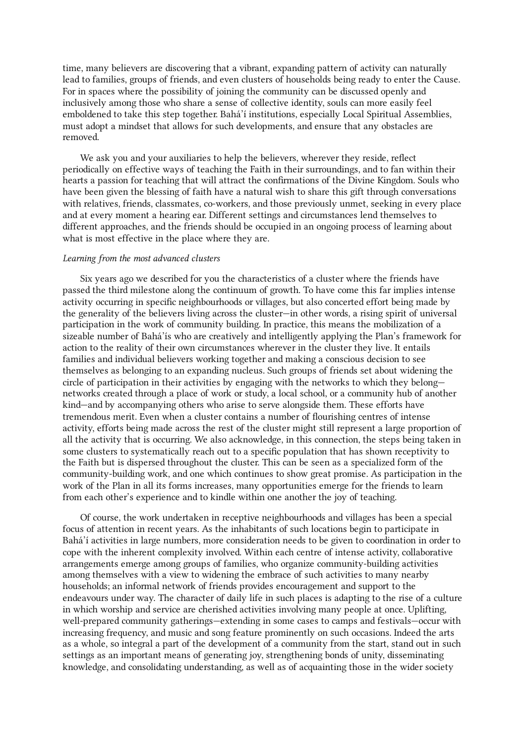time, many believers are discovering that a vibrant, expanding pattern of activity can naturally lead to families, groups of friends, and even clusters of households being ready to enter the Cause. For in spaces where the possibility of joining the community can be discussed openly and inclusively among those who share a sense of collective identity, souls can more easily feel emboldened to take this step together. Bahá'í institutions, especially Local Spiritual Assemblies, must adopt a mindset that allows for such developments, and ensure that any obstacles are removed.

We ask you and your auxiliaries to help the believers, wherever they reside, reflect periodically on effective ways of teaching the Faith in their surroundings, and to fan within their hearts a passion for teaching that will attract the confirmations of the Divine Kingdom. Souls who have been given the blessing of faith have a natural wish to share this gift through conversations with relatives, friends, classmates, co-workers, and those previously unmet, seeking in every place and at every moment a hearing ear. Different settings and circumstances lend themselves to different approaches, and the friends should be occupied in an ongoing process of learning about what is most effective in the place where they are.

*Learning from the most advanced clusters*

Six years ago we described for you the characteristics of a cluster where the friends have passed the third milestone along the continuum of growth. To have come this far implies intense activity occurring in specific neighbourhoods or villages, but also concerted effort being made by the generality of the believers living across the cluster—in other words, a rising spirit of universal participation in the work of community building. In practice, this means the mobilization of a sizeable number of Bahá'ís who are creatively and intelligently applying the Plan's framework for action to the reality of their own circumstances wherever in the cluster they live. It entails families and individual believers working together and making a conscious decision to see themselves as belonging to an expanding nucleus. Such groups of friends set about widening the circle of participation in their activities by engaging with the networks to which they belong—networks created through a place of work or study, a local school, or a community hub of another kind—and by accompanying others who arise to serve alongside them. These efforts have tremendous merit. Even when a cluster contains a number of flourishing centres of intense activity, efforts being made across the rest of the cluster might still represent a large proportion of all the activity that is occurring. We also acknowledge, in this connection, the steps being taken in some clusters to systematically reach out to a specific population that has shown receptivity to the Faith but is dispersed throughout the cluster. This can be seen as a specialized form of the community-building work, and one which continues to show great promise. As participation in the work of the Plan in all its forms increases, many opportunities emerge for the friends to learn from each other's experience and to kindle within one another the joy of teaching.

Of course, the work undertaken in receptive neighbourhoods and villages has been a special focus of attention in recent years. As the inhabitants of such locations begin to participate in Bahá'í activities in large numbers, more consideration needs to be given to coordination in order to cope with the inherent complexity involved. Within each centre of intense activity, collaborative arrangements emerge among groups of families, who organize community-building activities among themselves with a view to widening the embrace of such activities to many nearby households; an informal network of friends provides encouragement and support to the endeavours under way. The character of daily life in such places is adapting to the rise of a culture in which worship and service are cherished activities involving many people at once. Uplifting, well-prepared community gatherings—extending in some cases to camps and festivals—occur with increasing frequency, and music and song feature prominently on such occasions. Indeed the arts as a whole, so integral a part of the development of a community from the start, stand out in such settings as an important means of generating joy, strengthening bonds of unity, disseminating knowledge, and consolidating understanding, as well as of acquainting those in the wider society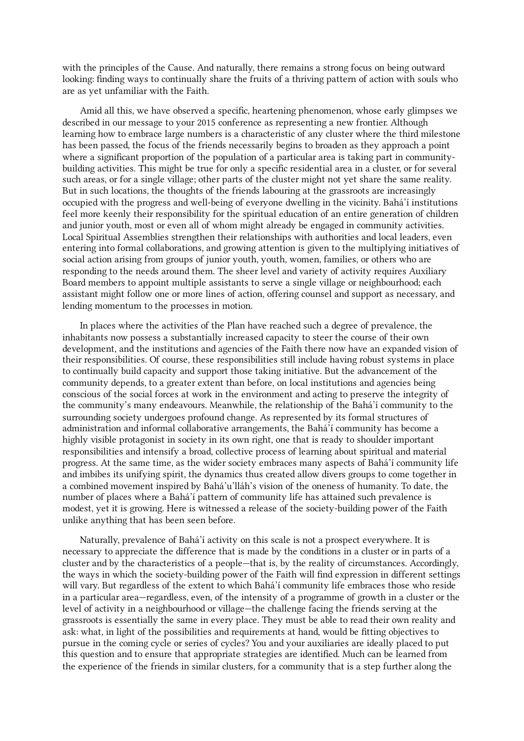with the principles of the Cause. And naturally, there remains a strong focus on being outward looking: finding ways to continually share the fruits of a thriving pattern of action with souls who are as yet unfamiliar with the Faith.

Amid all this, we have observed a specific, heartening phenomenon, whose early glimpses we described in our message to your 2015 conference as representing a new frontier. Although learning how to embrace large numbers is a characteristic of any cluster where the third milestone has been passed, the focus of the friends necessarily begins to broaden as they approach a point where a significant proportion of the population of a particular area is taking part in community-building activities. This might be true for only a specific residential area in a cluster, or for several such areas, or for a single village; other parts of the cluster might not yet share the same reality. But in such locations, the thoughts of the friends labouring at the grassroots are increasingly occupied with the progress and well-being of everyone dwelling in the vicinity. Bahá'í institutions feel more keenly their responsibility for the spiritual education of an entire generation of children and junior youth, most or even all of whom might already be engaged in community activities. Local Spiritual Assemblies strengthen their relationships with authorities and local leaders, even entering into formal collaborations, and growing attention is given to the multiplying initiatives of social action arising from groups of junior youth, youth, women, families, or others who are responding to the needs around them. The sheer level and variety of activity requires Auxiliary Board members to appoint multiple assistants to serve a single village or neighbourhood; each assistant might follow one or more lines of action, offering counsel and support as necessary, and lending momentum to the processes in motion.

In places where the activities of the Plan have reached such a degree of prevalence, the inhabitants now possess a substantially increased capacity to steer the course of their own development, and the institutions and agencies of the Faith there now have an expanded vision of their responsibilities. Of course, these responsibilities still include having robust systems in place to continually build capacity and support those taking initiative. But the advancement of the community depends, to a greater extent than before, on local institutions and agencies being conscious of the social forces at work in the environment and acting to preserve the integrity of the community's many endeavours. Meanwhile, the relationship of the Bahá'í community to the surrounding society undergoes profound change. As represented by its formal structures of administration and informal collaborative arrangements, the Bahá'í community has become a highly visible protagonist in society in its own right, one that is ready to shoulder important responsibilities and intensify a broad, collective process of learning about spiritual and material progress. At the same time, as the wider society embraces many aspects of Bahá'í community life and imbibes its unifying spirit, the dynamics thus created allow divers groups to come together in a combined movement inspired by Bahá'u'lláh's vision of the oneness of humanity. To date, the number of places where a Bahá'í pattern of community life has attained such prevalence is modest, yet it is growing. Here is witnessed a release of the society-building power of the Faith unlike anything that has been seen before.

Naturally, prevalence of Bahá'í activity on this scale is not a prospect everywhere. It is necessary to appreciate the difference that is made by the conditions in a cluster or in parts of a cluster and by the characteristics of a people—that is, by the reality of circumstances. Accordingly, the ways in which the society-building power of the Faith will find expression in different settings will vary. But regardless of the extent to which Bahá'í community life embraces those who reside in a particular area—regardless, even, of the intensity of a programme of growth in a cluster or the level of activity in a neighbourhood or village—the challenge facing the friends serving at the grassroots is essentially the same in every place. They must be able to read their own reality and ask: what, in light of the possibilities and requirements at hand, would be fitting objectives to pursue in the coming cycle or series of cycles? You and your auxiliaries are ideally placed to put this question and to ensure that appropriate strategies are identified. Much can be learned from the experience of the friends in similar clusters, for a community that is a step further along the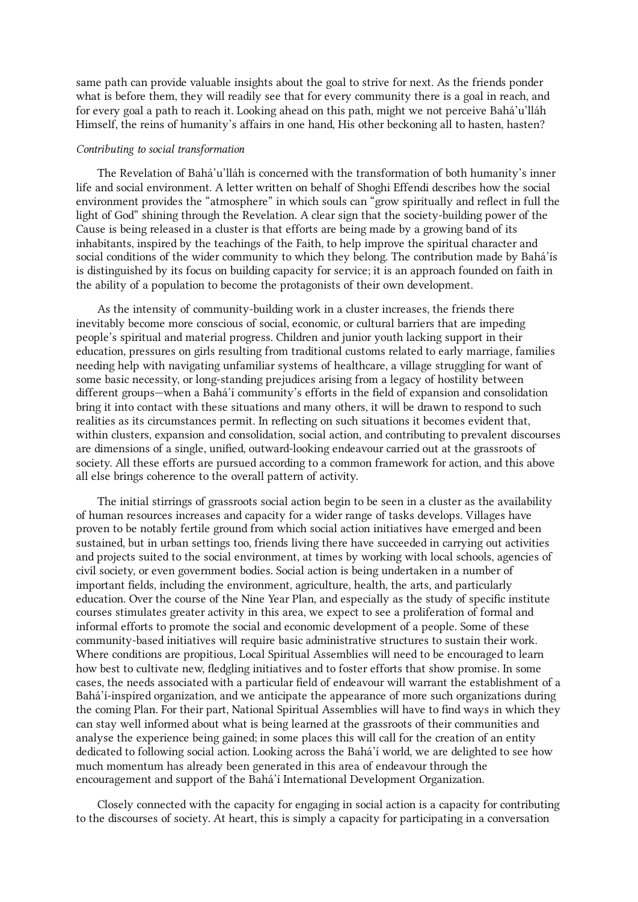same path can provide valuable insights about the goal to strive for next. As the friends ponder what is before them, they will readily see that for every community there is a goal in reach, and for every goal a path to reach it. Looking ahead on this path, might we not perceive Bahá'u'lláh Himself, the reins of humanity's affairs in one hand, His other beckoning all to hasten, hasten?

*Contributing to social transformation*

The Revelation of Bahá'u'lláh is concerned with the transformation of both humanity's inner life and social environment. A letter written on behalf of Shoghi Effendi describes how the social environment provides the "atmosphere" in which souls can "grow spiritually and reflect in full the light of God" shining through the Revelation. A clear sign that the society-building power of the Cause is being released in a cluster is that efforts are being made by a growing band of its inhabitants, inspired by the teachings of the Faith, to help improve the spiritual character and social conditions of the wider community to which they belong. The contribution made by Bahá'ís is distinguished by its focus on building capacity for service; it is an approach founded on faith in the ability of a population to become the protagonists of their own development.

As the intensity of community-building work in a cluster increases, the friends there inevitably become more conscious of social, economic, or cultural barriers that are impeding people's spiritual and material progress. Children and junior youth lacking support in their education, pressures on girls resulting from traditional customs related to early marriage, families needing help with navigating unfamiliar systems of healthcare, a village struggling for want of some basic necessity, or long-standing prejudices arising from a legacy of hostility between different groups—when a Bahá'í community's efforts in the field of expansion and consolidation bring it into contact with these situations and many others, it will be drawn to respond to such realities as its circumstances permit. In reflecting on such situations it becomes evident that, within clusters, expansion and consolidation, social action, and contributing to prevalent discourses are dimensions of a single, unified, outward-looking endeavour carried out at the grassroots of society. All these efforts are pursued according to a common framework for action, and this above all else brings coherence to the overall pattern of activity.

The initial stirrings of grassroots social action begin to be seen in a cluster as the availability of human resources increases and capacity for a wider range of tasks develops. Villages have proven to be notably fertile ground from which social action initiatives have emerged and been sustained, but in urban settings too, friends living there have succeeded in carrying out activities and projects suited to the social environment, at times by working with local schools, agencies of civil society, or even government bodies. Social action is being undertaken in a number of important fields, including the environment, agriculture, health, the arts, and particularly education. Over the course of the Nine Year Plan, and especially as the study of specific institute courses stimulates greater activity in this area, we expect to see a proliferation of formal and informal efforts to promote the social and economic development of a people. Some of these community-based initiatives will require basic administrative structures to sustain their work. Where conditions are propitious, Local Spiritual Assemblies will need to be encouraged to learn how best to cultivate new, fledgling initiatives and to foster efforts that show promise. In some cases, the needs associated with a particular field of endeavour will warrant the establishment of a Bahá'í-inspired organization, and we anticipate the appearance of more such organizations during the coming Plan. For their part, National Spiritual Assemblies will have to find ways in which they can stay well informed about what is being learned at the grassroots of their communities and analyse the experience being gained; in some places this will call for the creation of an entity dedicated to following social action. Looking across the Bahá'í world, we are delighted to see how much momentum has already been generated in this area of endeavour through the encouragement and support of the Bahá'í International Development Organization.

Closely connected with the capacity for engaging in social action is a capacity for contributing to the discourses of society. At heart, this is simply a capacity for participating in a conversation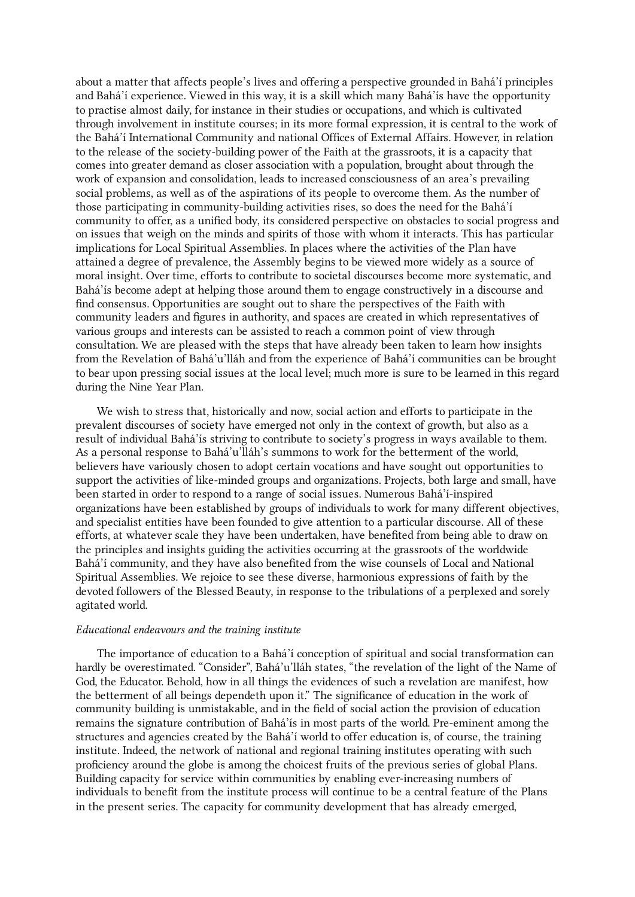about a matter that affects people's lives and offering a perspective grounded in Bahá'í principles and Bahá'í experience. Viewed in this way, it is a skill which many Bahá'ís have the opportunity to practise almost daily, for instance in their studies or occupations, and which is cultivated through involvement in institute courses; in its more formal expression, it is central to the work of the Bahá'í International Community and national Offices of External Affairs. However, in relation to the release of the society-building power of the Faith at the grassroots, it is a capacity that comes into greater demand as closer association with a population, brought about through the work of expansion and consolidation, leads to increased consciousness of an area's prevailing social problems, as well as of the aspirations of its people to overcome them. As the number of those participating in community-building activities rises, so does the need for the Bahá'í community to offer, as a unified body, its considered perspective on obstacles to social progress and on issues that weigh on the minds and spirits of those with whom it interacts. This has particular implications for Local Spiritual Assemblies. In places where the activities of the Plan have attained a degree of prevalence, the Assembly begins to be viewed more widely as a source of moral insight. Over time, efforts to contribute to societal discourses become more systematic, and Bahá'ís become adept at helping those around them to engage constructively in a discourse and find consensus. Opportunities are sought out to share the perspectives of the Faith with community leaders and figures in authority, and spaces are created in which representatives of various groups and interests can be assisted to reach a common point of view through consultation. We are pleased with the steps that have already been taken to learn how insights from the Revelation of Bahá'u'lláh and from the experience of Bahá'í communities can be brought to bear upon pressing social issues at the local level; much more is sure to be learned in this regard during the Nine Year Plan.

We wish to stress that, historically and now, social action and efforts to participate in the prevalent discourses of society have emerged not only in the context of growth, but also as a result of individual Bahá'ís striving to contribute to society's progress in ways available to them. As a personal response to Bahá'u'lláh's summons to work for the betterment of the world, believers have variously chosen to adopt certain vocations and have sought out opportunities to support the activities of like-minded groups and organizations. Projects, both large and small, have been started in order to respond to a range of social issues. Numerous Bahá'í-inspired organizations have been established by groups of individuals to work for many different objectives, and specialist entities have been founded to give attention to a particular discourse. All of these efforts, at whatever scale they have been undertaken, have benefited from being able to draw on the principles and insights guiding the activities occurring at the grassroots of the worldwide Bahá'í community, and they have also benefited from the wise counsels of Local and National Spiritual Assemblies. We rejoice to see these diverse, harmonious expressions of faith by the devoted followers of the Blessed Beauty, in response to the tribulations of a perplexed and sorely agitated world.

*Educational endeavours and the training institute*

The importance of education to a Bahá'í conception of spiritual and social transformation can hardly be overestimated. "Consider", Bahá'u'lláh states, "the revelation of the light of the Name of God, the Educator. Behold, how in all things the evidences of such a revelation are manifest, how the betterment of all beings dependeth upon it." The significance of education in the work of community building is unmistakable, and in the field of social action the provision of education remains the signature contribution of Bahá'ís in most parts of the world. Pre-eminent among the structures and agencies created by the Bahá'í world to offer education is, of course, the training institute. Indeed, the network of national and regional training institutes operating with such proficiency around the globe is among the choicest fruits of the previous series of global Plans. Building capacity for service within communities by enabling ever-increasing numbers of individuals to benefit from the institute process will continue to be a central feature of the Plans in the present series. The capacity for community development that has already emerged,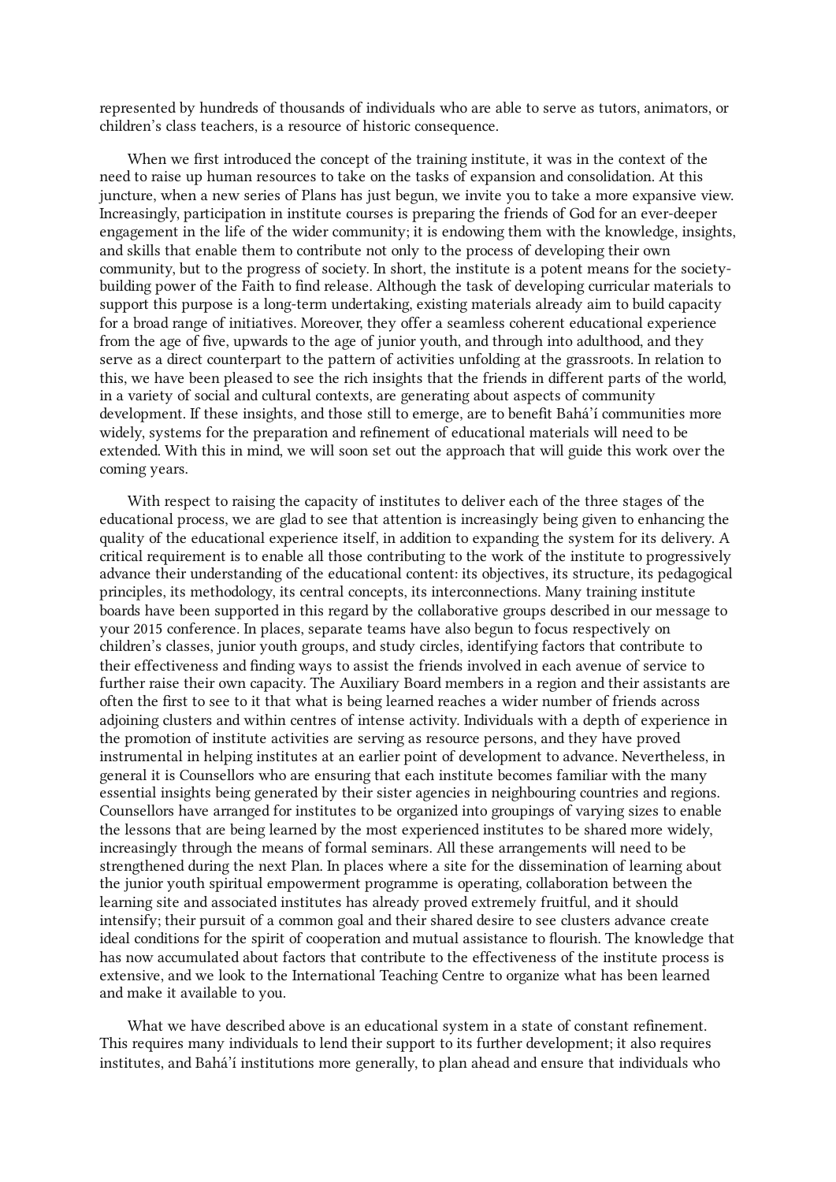represented by hundreds of thousands of individuals who are able to serve as tutors, animators, or children's class teachers, is a resource of historic consequence.

When we first introduced the concept of the training institute, it was in the context of the need to raise up human resources to take on the tasks of expansion and consolidation. At this juncture, when a new series of Plans has just begun, we invite you to take a more expansive view. Increasingly, participation in institute courses is preparing the friends of God for an ever-deeper engagement in the life of the wider community; it is endowing them with the knowledge, insights, and skills that enable them to contribute not only to the process of developing their own community, but to the progress of society. In short, the institute is a potent means for the society-building power of the Faith to find release. Although the task of developing curricular materials to support this purpose is a long-term undertaking, existing materials already aim to build capacity for a broad range of initiatives. Moreover, they offer a seamless coherent educational experience from the age of five, upwards to the age of junior youth, and through into adulthood, and they serve as a direct counterpart to the pattern of activities unfolding at the grassroots. In relation to this, we have been pleased to see the rich insights that the friends in different parts of the world, in a variety of social and cultural contexts, are generating about aspects of community development. If these insights, and those still to emerge, are to benefit Bahá'í communities more widely, systems for the preparation and refinement of educational materials will need to be extended. With this in mind, we will soon set out the approach that will guide this work over the coming years.

With respect to raising the capacity of institutes to deliver each of the three stages of the educational process, we are glad to see that attention is increasingly being given to enhancing the quality of the educational experience itself, in addition to expanding the system for its delivery. A critical requirement is to enable all those contributing to the work of the institute to progressively advance their understanding of the educational content: its objectives, its structure, its pedagogical principles, its methodology, its central concepts, its interconnections. Many training institute boards have been supported in this regard by the collaborative groups described in our message to your 2015 conference. In places, separate teams have also begun to focus respectively on children's classes, junior youth groups, and study circles, identifying factors that contribute to their effectiveness and finding ways to assist the friends involved in each avenue of service to further raise their own capacity. The Auxiliary Board members in a region and their assistants are often the first to see to it that what is being learned reaches a wider number of friends across adjoining clusters and within centres of intense activity. Individuals with a depth of experience in the promotion of institute activities are serving as resource persons, and they have proved instrumental in helping institutes at an earlier point of development to advance. Nevertheless, in general it is Counsellors who are ensuring that each institute becomes familiar with the many essential insights being generated by their sister agencies in neighbouring countries and regions. Counsellors have arranged for institutes to be organized into groupings of varying sizes to enable the lessons that are being learned by the most experienced institutes to be shared more widely, increasingly through the means of formal seminars. All these arrangements will need to be strengthened during the next Plan. In places where a site for the dissemination of learning about the junior youth spiritual empowerment programme is operating, collaboration between the learning site and associated institutes has already proved extremely fruitful, and it should intensify; their pursuit of a common goal and their shared desire to see clusters advance create ideal conditions for the spirit of cooperation and mutual assistance to flourish. The knowledge that has now accumulated about factors that contribute to the effectiveness of the institute process is extensive, and we look to the International Teaching Centre to organize what has been learned and make it available to you.

What we have described above is an educational system in a state of constant refinement. This requires many individuals to lend their support to its further development; it also requires institutes, and Bahá'í institutions more generally, to plan ahead and ensure that individuals who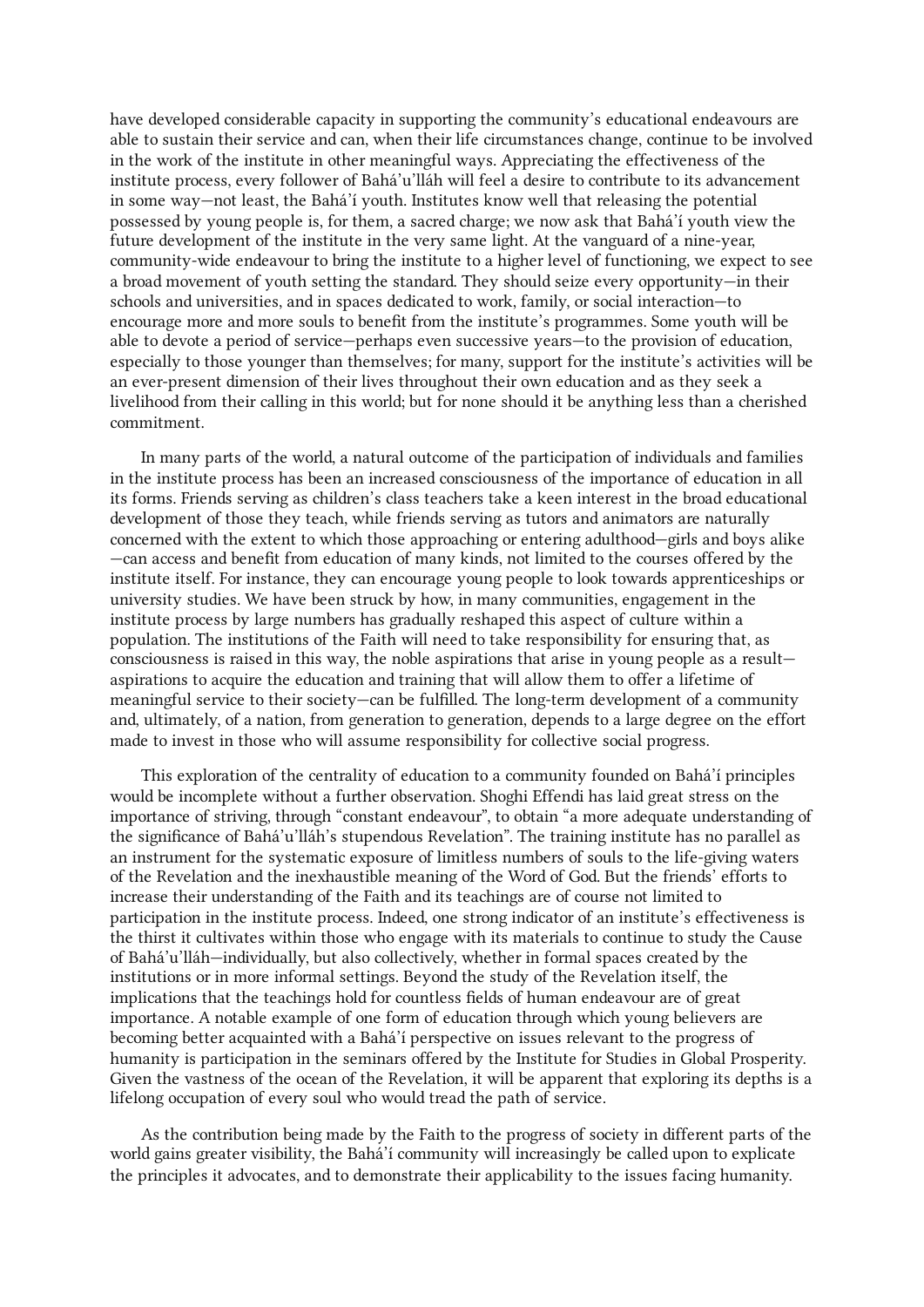have developed considerable capacity in supporting the community's educational endeavours are able to sustain their service and can, when their life circumstances change, continue to be involved in the work of the institute in other meaningful ways. Appreciating the effectiveness of the institute process, every follower of Bahá'u'lláh will feel a desire to contribute to its advancement in some way—not least, the Bahá'í youth. Institutes know well that releasing the potential possessed by young people is, for them, a sacred charge; we now ask that Bahá'í youth view the future development of the institute in the very same light. At the vanguard of a nine-year, community-wide endeavour to bring the institute to a higher level of functioning, we expect to see a broad movement of youth setting the standard. They should seize every opportunity—in their schools and universities, and in spaces dedicated to work, family, or social interaction—to encourage more and more souls to benefit from the institute's programmes. Some youth will be able to devote a period of service—perhaps even successive years—to the provision of education, especially to those younger than themselves; for many, support for the institute's activities will be an ever-present dimension of their lives throughout their own education and as they seek a livelihood from their calling in this world; but for none should it be anything less than a cherished commitment.

In many parts of the world, a natural outcome of the participation of individuals and families in the institute process has been an increased consciousness of the importance of education in all its forms. Friends serving as children's class teachers take a keen interest in the broad educational development of those they teach, while friends serving as tutors and animators are naturally concerned with the extent to which those approaching or entering adulthood—girls and boys alike—can access and benefit from education of many kinds, not limited to the courses offered by the institute itself. For instance, they can encourage young people to look towards apprenticeships or university studies. We have been struck by how, in many communities, engagement in the institute process by large numbers has gradually reshaped this aspect of culture within a population. The institutions of the Faith will need to take responsibility for ensuring that, as consciousness is raised in this way, the noble aspirations that arise in young people as a result—aspirations to acquire the education and training that will allow them to offer a lifetime of meaningful service to their society—can be fulfilled. The long-term development of a community and, ultimately, of a nation, from generation to generation, depends to a large degree on the effort made to invest in those who will assume responsibility for collective social progress.

This exploration of the centrality of education to a community founded on Bahá'í principles would be incomplete without a further observation. Shoghi Effendi has laid great stress on the importance of striving, through "constant endeavour", to obtain "a more adequate understanding of the significance of Bahá'u'lláh's stupendous Revelation". The training institute has no parallel as an instrument for the systematic exposure of limitless numbers of souls to the life-giving waters of the Revelation and the inexhaustible meaning of the Word of God. But the friends' efforts to increase their understanding of the Faith and its teachings are of course not limited to participation in the institute process. Indeed, one strong indicator of an institute's effectiveness is the thirst it cultivates within those who engage with its materials to continue to study the Cause of Bahá'u'lláh—individually, but also collectively, whether in formal spaces created by the institutions or in more informal settings. Beyond the study of the Revelation itself, the implications that the teachings hold for countless fields of human endeavour are of great importance. A notable example of one form of education through which young believers are becoming better acquainted with a Bahá'í perspective on issues relevant to the progress of humanity is participation in the seminars offered by the Institute for Studies in Global Prosperity. Given the vastness of the ocean of the Revelation, it will be apparent that exploring its depths is a lifelong occupation of every soul who would tread the path of service.

As the contribution being made by the Faith to the progress of society in different parts of the world gains greater visibility, the Bahá'í community will increasingly be called upon to explicate the principles it advocates, and to demonstrate their applicability to the issues facing humanity.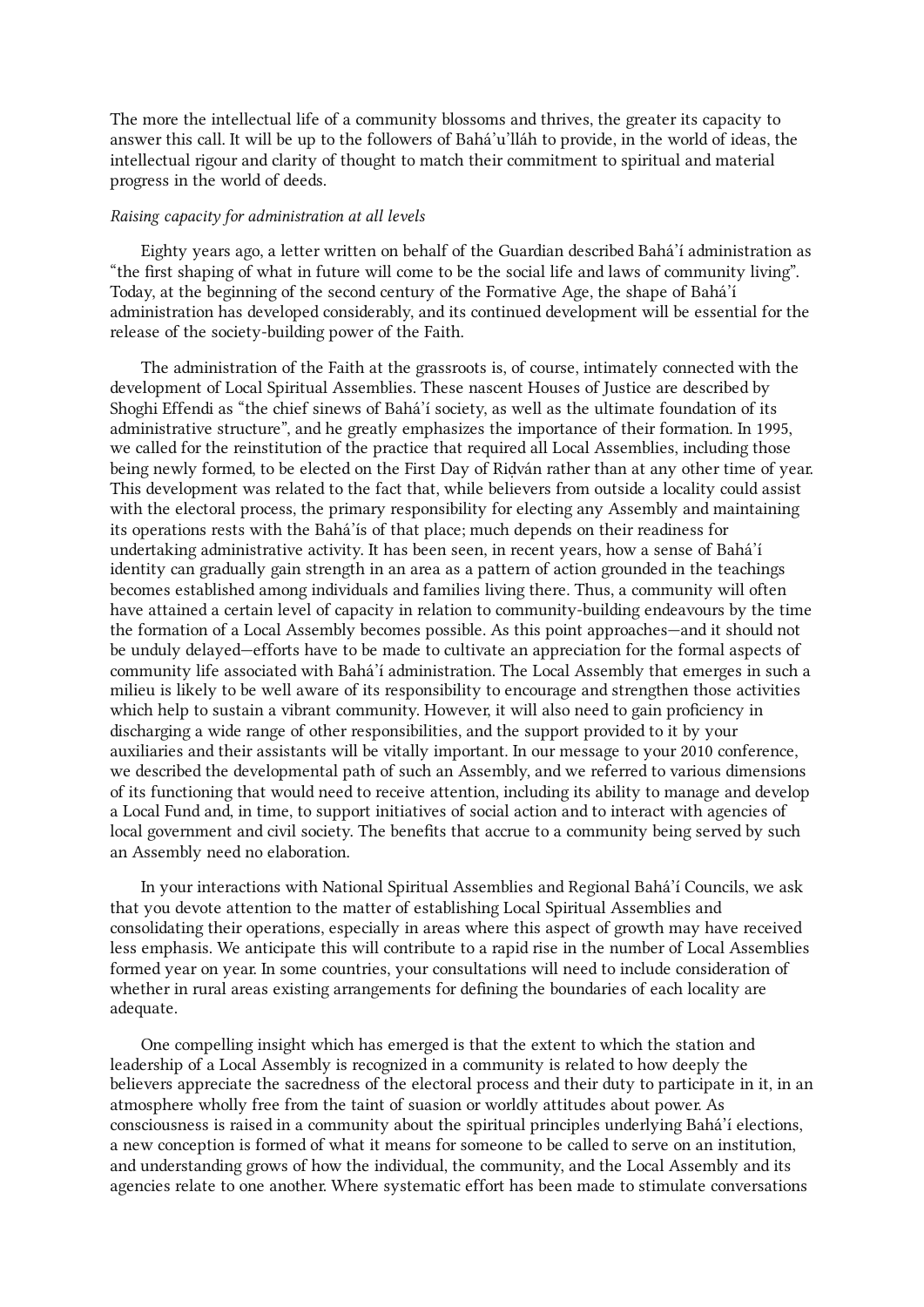The more the intellectual life of a community blossoms and thrives, the greater its capacity to answer this call. It will be up to the followers of Bahá'u'lláh to provide, in the world of ideas, the intellectual rigour and clarity of thought to match their commitment to spiritual and material progress in the world of deeds.

*Raising capacity for administration at all levels*

Eighty years ago, a letter written on behalf of the Guardian described Bahá'í administration as "the first shaping of what in future will come to be the social life and laws of community living". Today, at the beginning of the second century of the Formative Age, the shape of Bahá'í administration has developed considerably, and its continued development will be essential for the release of the society-building power of the Faith.

The administration of the Faith at the grassroots is, of course, intimately connected with the development of Local Spiritual Assemblies. These nascent Houses of Justice are described by Shoghi Effendi as "the chief sinews of Bahá'í society, as well as the ultimate foundation of its administrative structure", and he greatly emphasizes the importance of their formation. In 1995, we called for the reinstitution of the practice that required all Local Assemblies, including those being newly formed, to be elected on the First Day of Riḍván rather than at any other time of year. This development was related to the fact that, while believers from outside a locality could assist with the electoral process, the primary responsibility for electing any Assembly and maintaining its operations rests with the Bahá'ís of that place; much depends on their readiness for undertaking administrative activity. It has been seen, in recent years, how a sense of Bahá'í identity can gradually gain strength in an area as a pattern of action grounded in the teachings becomes established among individuals and families living there. Thus, a community will often have attained a certain level of capacity in relation to community-building endeavours by the time the formation of a Local Assembly becomes possible. As this point approaches—and it should not be unduly delayed—efforts have to be made to cultivate an appreciation for the formal aspects of community life associated with Bahá'í administration. The Local Assembly that emerges in such a milieu is likely to be well aware of its responsibility to encourage and strengthen those activities which help to sustain a vibrant community. However, it will also need to gain proficiency in discharging a wide range of other responsibilities, and the support provided to it by your auxiliaries and their assistants will be vitally important. In our message to your 2010 conference, we described the developmental path of such an Assembly, and we referred to various dimensions of its functioning that would need to receive attention, including its ability to manage and develop a Local Fund and, in time, to support initiatives of social action and to interact with agencies of local government and civil society. The benefits that accrue to a community being served by such an Assembly need no elaboration.

In your interactions with National Spiritual Assemblies and Regional Bahá'í Councils, we ask that you devote attention to the matter of establishing Local Spiritual Assemblies and consolidating their operations, especially in areas where this aspect of growth may have received less emphasis. We anticipate this will contribute to a rapid rise in the number of Local Assemblies formed year on year. In some countries, your consultations will need to include consideration of whether in rural areas existing arrangements for defining the boundaries of each locality are adequate.

One compelling insight which has emerged is that the extent to which the station and leadership of a Local Assembly is recognized in a community is related to how deeply the believers appreciate the sacredness of the electoral process and their duty to participate in it, in an atmosphere wholly free from the taint of suasion or worldly attitudes about power. As consciousness is raised in a community about the spiritual principles underlying Bahá'í elections, a new conception is formed of what it means for someone to be called to serve on an institution, and understanding grows of how the individual, the community, and the Local Assembly and its agencies relate to one another. Where systematic effort has been made to stimulate conversations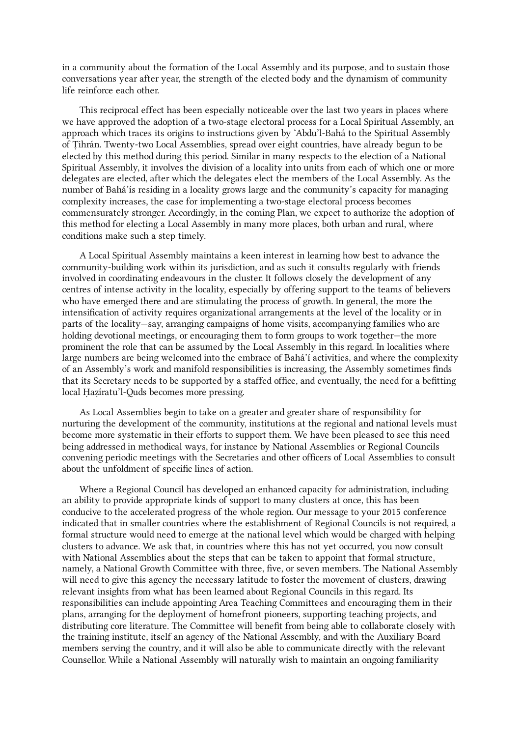in a community about the formation of the Local Assembly and its purpose, and to sustain those conversations year after year, the strength of the elected body and the dynamism of community life reinforce each other.

This reciprocal effect has been especially noticeable over the last two years in places where we have approved the adoption of a two-stage electoral process for a Local Spiritual Assembly, an approach which traces its origins to instructions given by ‘Abdu’l-Bahá to the Spiritual Assembly of Ṭihrán. Twenty-two Local Assemblies, spread over eight countries, have already begun to be elected by this method during this period. Similar in many respects to the election of a National Spiritual Assembly, it involves the division of a locality into units from each of which one or more delegates are elected, after which the delegates elect the members of the Local Assembly. As the number of Bahá’ís residing in a locality grows large and the community’s capacity for managing complexity increases, the case for implementing a two-stage electoral process becomes commensurately stronger. Accordingly, in the coming Plan, we expect to authorize the adoption of this method for electing a Local Assembly in many more places, both urban and rural, where conditions make such a step timely.

A Local Spiritual Assembly maintains a keen interest in learning how best to advance the community-building work within its jurisdiction, and as such it consults regularly with friends involved in coordinating endeavours in the cluster. It follows closely the development of any centres of intense activity in the locality, especially by offering support to the teams of believers who have emerged there and are stimulating the process of growth. In general, the more the intensification of activity requires organizational arrangements at the level of the locality or in parts of the locality—say, arranging campaigns of home visits, accompanying families who are holding devotional meetings, or encouraging them to form groups to work together—the more prominent the role that can be assumed by the Local Assembly in this regard. In localities where large numbers are being welcomed into the embrace of Bahá’í activities, and where the complexity of an Assembly’s work and manifold responsibilities is increasing, the Assembly sometimes finds that its Secretary needs to be supported by a staffed office, and eventually, the need for a befitting local Ḥaẓíratu’l-Quds becomes more pressing.

As Local Assemblies begin to take on a greater and greater share of responsibility for nurturing the development of the community, institutions at the regional and national levels must become more systematic in their efforts to support them. We have been pleased to see this need being addressed in methodical ways, for instance by National Assemblies or Regional Councils convening periodic meetings with the Secretaries and other officers of Local Assemblies to consult about the unfoldment of specific lines of action.

Where a Regional Council has developed an enhanced capacity for administration, including an ability to provide appropriate kinds of support to many clusters at once, this has been conducive to the accelerated progress of the whole region. Our message to your 2015 conference indicated that in smaller countries where the establishment of Regional Councils is not required, a formal structure would need to emerge at the national level which would be charged with helping clusters to advance. We ask that, in countries where this has not yet occurred, you now consult with National Assemblies about the steps that can be taken to appoint that formal structure, namely, a National Growth Committee with three, five, or seven members. The National Assembly will need to give this agency the necessary latitude to foster the movement of clusters, drawing relevant insights from what has been learned about Regional Councils in this regard. Its responsibilities can include appointing Area Teaching Committees and encouraging them in their plans, arranging for the deployment of homefront pioneers, supporting teaching projects, and distributing core literature. The Committee will benefit from being able to collaborate closely with the training institute, itself an agency of the National Assembly, and with the Auxiliary Board members serving the country, and it will also be able to communicate directly with the relevant Counsellor. While a National Assembly will naturally wish to maintain an ongoing familiarity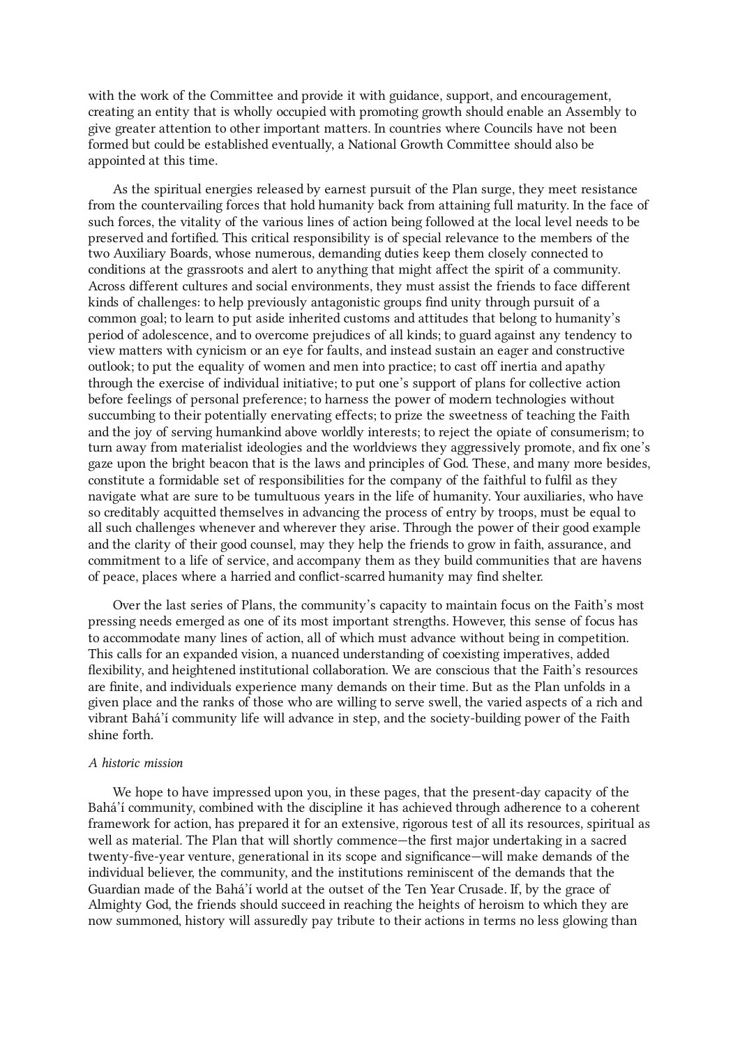with the work of the Committee and provide it with guidance, support, and encouragement, creating an entity that is wholly occupied with promoting growth should enable an Assembly to give greater attention to other important matters. In countries where Councils have not been formed but could be established eventually, a National Growth Committee should also be appointed at this time.

As the spiritual energies released by earnest pursuit of the Plan surge, they meet resistance from the countervailing forces that hold humanity back from attaining full maturity. In the face of such forces, the vitality of the various lines of action being followed at the local level needs to be preserved and fortified. This critical responsibility is of special relevance to the members of the two Auxiliary Boards, whose numerous, demanding duties keep them closely connected to conditions at the grassroots and alert to anything that might affect the spirit of a community. Across different cultures and social environments, they must assist the friends to face different kinds of challenges: to help previously antagonistic groups find unity through pursuit of a common goal; to learn to put aside inherited customs and attitudes that belong to humanity's period of adolescence, and to overcome prejudices of all kinds; to guard against any tendency to view matters with cynicism or an eye for faults, and instead sustain an eager and constructive outlook; to put the equality of women and men into practice; to cast off inertia and apathy through the exercise of individual initiative; to put one's support of plans for collective action before feelings of personal preference; to harness the power of modern technologies without succumbing to their potentially enervating effects; to prize the sweetness of teaching the Faith and the joy of serving humankind above worldly interests; to reject the opiate of consumerism; to turn away from materialist ideologies and the worldviews they aggressively promote, and fix one's gaze upon the bright beacon that is the laws and principles of God. These, and many more besides, constitute a formidable set of responsibilities for the company of the faithful to fulfil as they navigate what are sure to be tumultuous years in the life of humanity. Your auxiliaries, who have so creditably acquitted themselves in advancing the process of entry by troops, must be equal to all such challenges whenever and wherever they arise. Through the power of their good example and the clarity of their good counsel, may they help the friends to grow in faith, assurance, and commitment to a life of service, and accompany them as they build communities that are havens of peace, places where a harried and conflict-scarred humanity may find shelter.

Over the last series of Plans, the community's capacity to maintain focus on the Faith's most pressing needs emerged as one of its most important strengths. However, this sense of focus has to accommodate many lines of action, all of which must advance without being in competition. This calls for an expanded vision, a nuanced understanding of coexisting imperatives, added flexibility, and heightened institutional collaboration. We are conscious that the Faith's resources are finite, and individuals experience many demands on their time. But as the Plan unfolds in a given place and the ranks of those who are willing to serve swell, the varied aspects of a rich and vibrant Bahá'í community life will advance in step, and the society-building power of the Faith shine forth.

*A historic mission*

We hope to have impressed upon you, in these pages, that the present-day capacity of the Bahá'í community, combined with the discipline it has achieved through adherence to a coherent framework for action, has prepared it for an extensive, rigorous test of all its resources, spiritual as well as material. The Plan that will shortly commence—the first major undertaking in a sacred twenty-five-year venture, generational in its scope and significance—will make demands of the individual believer, the community, and the institutions reminiscent of the demands that the Guardian made of the Bahá'í world at the outset of the Ten Year Crusade. If, by the grace of Almighty God, the friends should succeed in reaching the heights of heroism to which they are now summoned, history will assuredly pay tribute to their actions in terms no less glowing than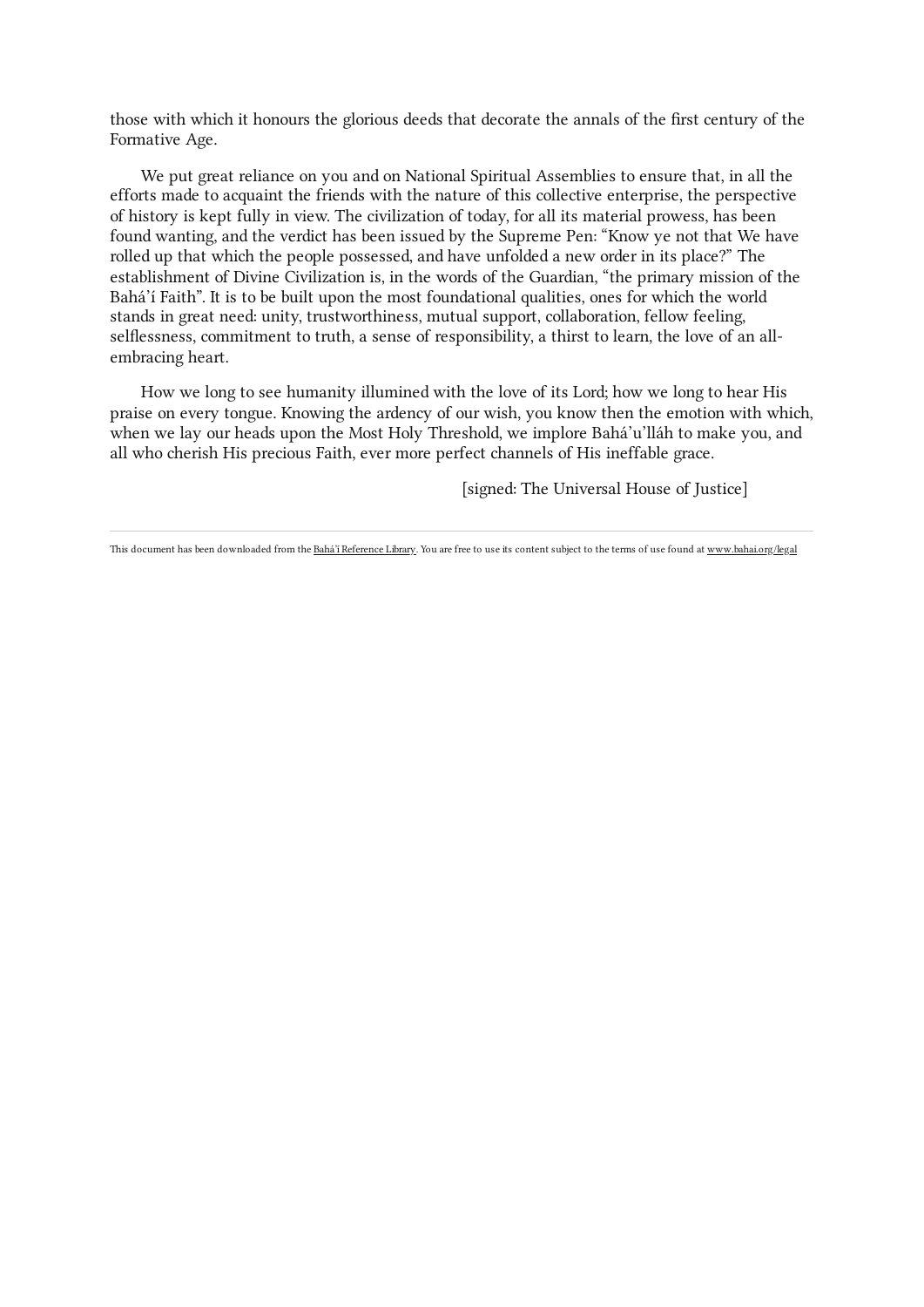those with which it honours the glorious deeds that decorate the annals of the first century of the Formative Age.

We put great reliance on you and on National Spiritual Assemblies to ensure that, in all the efforts made to acquaint the friends with the nature of this collective enterprise, the perspective of history is kept fully in view. The civilization of today, for all its material prowess, has been found wanting, and the verdict has been issued by the Supreme Pen: “Know ye not that We have rolled up that which the people possessed, and have unfolded a new order in its place?” The establishment of Divine Civilization is, in the words of the Guardian, “the primary mission of the Bahá’í Faith”. It is to be built upon the most foundational qualities, ones for which the world stands in great need: unity, trustworthiness, mutual support, collaboration, fellow feeling, selflessness, commitment to truth, a sense of responsibility, a thirst to learn, the love of an all-embracing heart.

How we long to see humanity illumined with the love of its Lord; how we long to hear His praise on every tongue. Knowing the ardency of our wish, you know then the emotion with which, when we lay our heads upon the Most Holy Threshold, we implore Bahá’u’lláh to make you, and all who cherish His precious Faith, ever more perfect channels of His ineffable grace.

[signed: The Universal House of Justice]

---

This document has been downloaded from the Bahá’í Reference Library. You are free to use its content subject to the terms of use found at www.bahai.org/legal